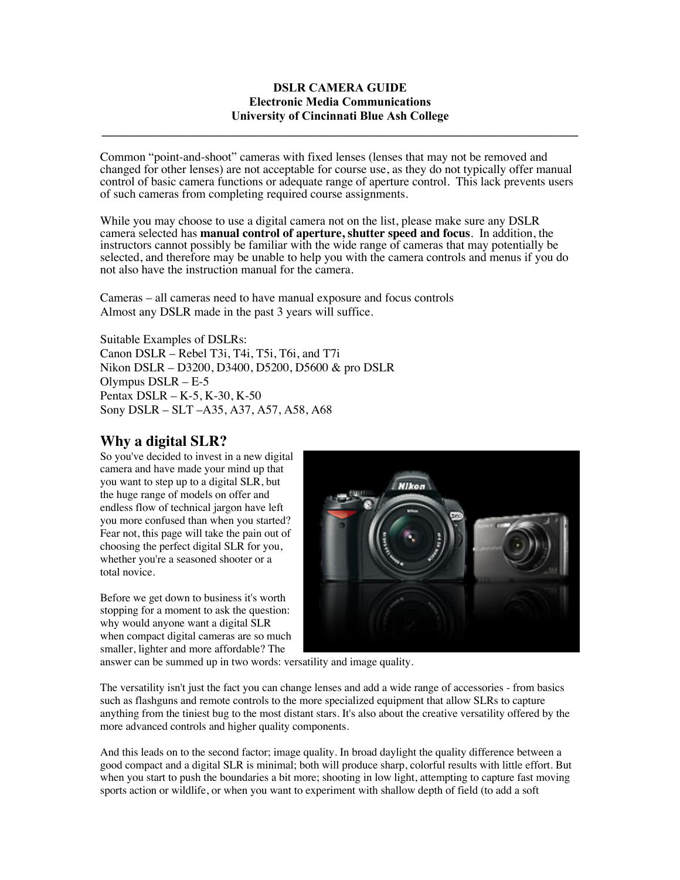**DSLR CAMERA GUIDE**
**Electronic Media Communications**
**University of Cincinnati Blue Ash College**

---

Common "point-and-shoot" cameras with fixed lenses (lenses that may not be removed and changed for other lenses) are not acceptable for course use, as they do not typically offer manual control of basic camera functions or adequate range of aperture control. This lack prevents users of such cameras from completing required course assignments.

While you may choose to use a digital camera not on the list, please make sure any DSLR camera selected has **manual control of aperture, shutter speed and focus**. In addition, the instructors cannot possibly be familiar with the wide range of cameras that may potentially be selected, and therefore may be unable to help you with the camera controls and menus if you do not also have the instruction manual for the camera.

Cameras – all cameras need to have manual exposure and focus controls
Almost any DSLR made in the past 3 years will suffice.

Suitable Examples of DSLRs:
Canon DSLR – Rebel T3i, T4i, T5i, T6i, and T7i
Nikon DSLR – D3200, D3400, D5200, D5600 & pro DSLR
Olympus DSLR – E-5
Pentax DSLR – K-5, K-30, K-50
Sony DSLR – SLT –A35, A37, A57, A58, A68

## Why a digital SLR?

So you've decided to invest in a new digital camera and have made your mind up that you want to step up to a digital SLR, but the huge range of models on offer and endless flow of technical jargon have left you more confused than when you started? Fear not, this page will take the pain out of choosing the perfect digital SLR for you, whether you're a seasoned shooter or a total novice.

Before we get down to business it's worth stopping for a moment to ask the question: why would anyone want a digital SLR when compact digital cameras are so much smaller, lighter and more affordable? The answer can be summed up in two words: versatility and image quality.

The versatility isn't just the fact you can change lenses and add a wide range of accessories - from basics such as flashguns and remote controls to the more specialized equipment that allow SLRs to capture anything from the tiniest bug to the most distant stars. It's also about the creative versatility offered by the more advanced controls and higher quality components.

And this leads on to the second factor; image quality. In broad daylight the quality difference between a good compact and a digital SLR is minimal; both will produce sharp, colorful results with little effort. But when you start to push the boundaries a bit more; shooting in low light, attempting to capture fast moving sports action or wildlife, or when you want to experiment with shallow depth of field (to add a soft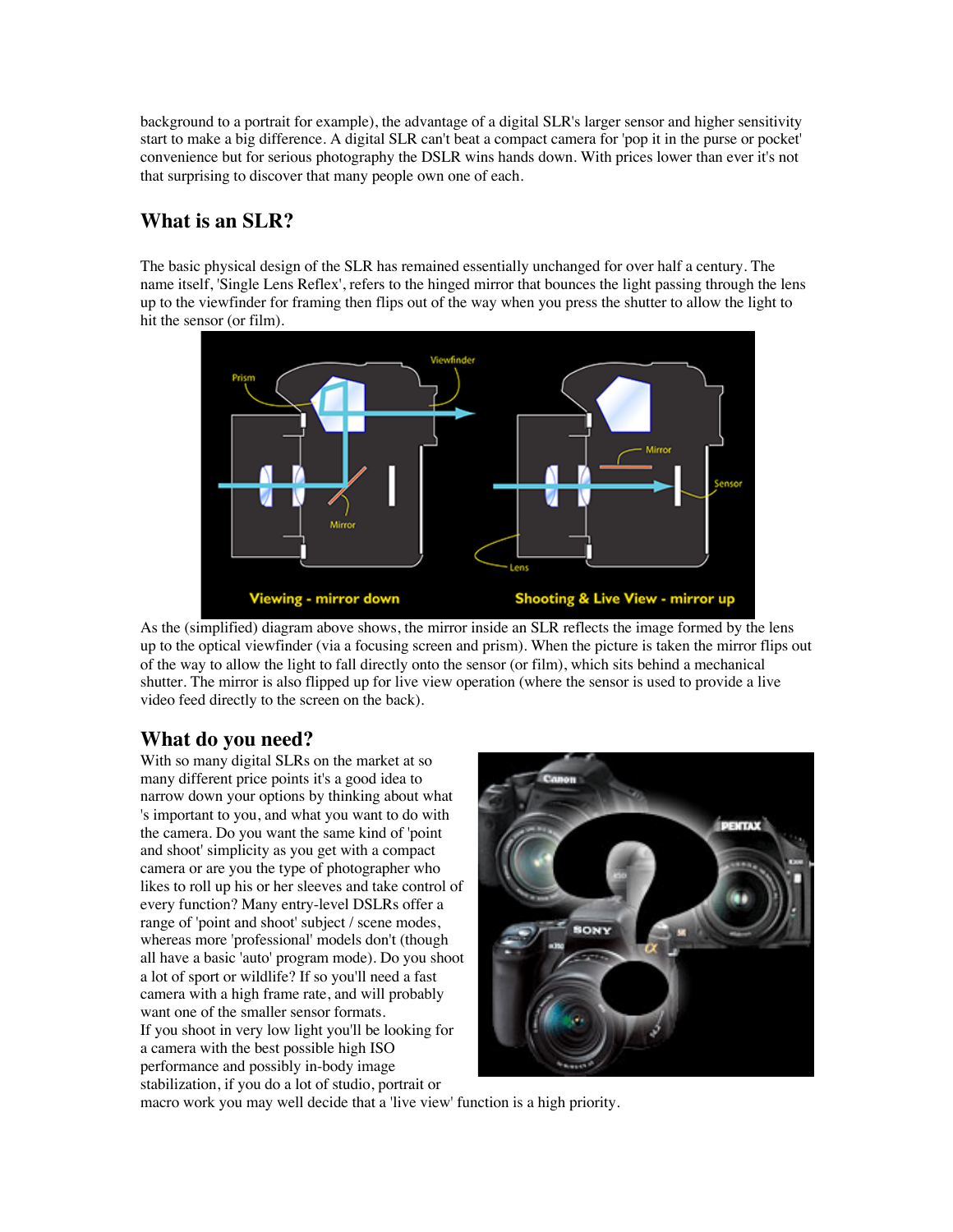background to a portrait for example), the advantage of a digital SLR's larger sensor and higher sensitivity start to make a big difference. A digital SLR can't beat a compact camera for 'pop it in the purse or pocket' convenience but for serious photography the DSLR wins hands down. With prices lower than ever it's not that surprising to discover that many people own one of each.

## What is an SLR?

The basic physical design of the SLR has remained essentially unchanged for over half a century. The name itself, 'Single Lens Reflex', refers to the hinged mirror that bounces the light passing through the lens up to the viewfinder for framing then flips out of the way when you press the shutter to allow the light to hit the sensor (or film).

As the (simplified) diagram above shows, the mirror inside an SLR reflects the image formed by the lens up to the optical viewfinder (via a focusing screen and prism). When the picture is taken the mirror flips out of the way to allow the light to fall directly onto the sensor (or film), which sits behind a mechanical shutter. The mirror is also flipped up for live view operation (where the sensor is used to provide a live video feed directly to the screen on the back).

## What do you need?

With so many digital SLRs on the market at so many different price points it's a good idea to narrow down your options by thinking about what 's important to you, and what you want to do with the camera. Do you want the same kind of 'point and shoot' simplicity as you get with a compact camera or are you the type of photographer who likes to roll up his or her sleeves and take control of every function? Many entry-level DSLRs offer a range of 'point and shoot' subject / scene modes, whereas more 'professional' models don't (though all have a basic 'auto' program mode). Do you shoot a lot of sport or wildlife? If so you'll need a fast camera with a high frame rate, and will probably want one of the smaller sensor formats.
If you shoot in very low light you'll be looking for a camera with the best possible high ISO performance and possibly in-body image stabilization, if you do a lot of studio, portrait or macro work you may well decide that a 'live view' function is a high priority.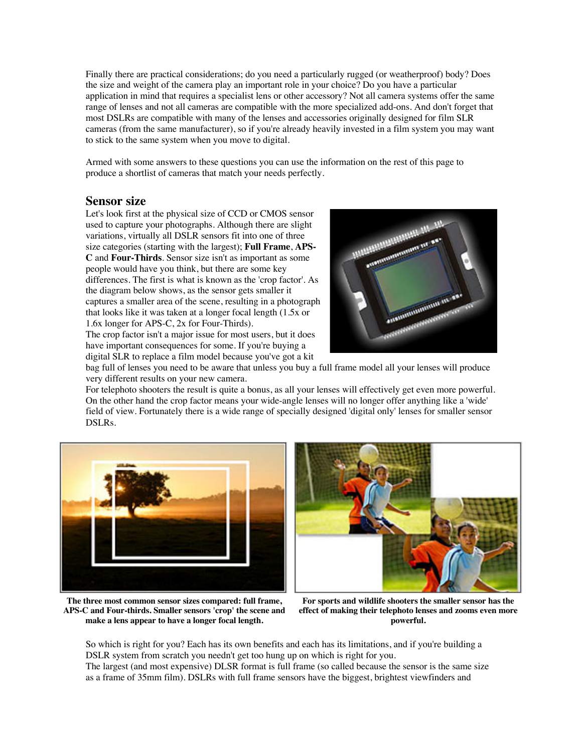Finally there are practical considerations; do you need a particularly rugged (or weatherproof) body? Does the size and weight of the camera play an important role in your choice? Do you have a particular application in mind that requires a specialist lens or other accessory? Not all camera systems offer the same range of lenses and not all cameras are compatible with the more specialized add-ons. And don't forget that most DSLRs are compatible with many of the lenses and accessories originally designed for film SLR cameras (from the same manufacturer), so if you're already heavily invested in a film system you may want to stick to the same system when you move to digital.

Armed with some answers to these questions you can use the information on the rest of this page to produce a shortlist of cameras that match your needs perfectly.

## Sensor size

Let's look first at the physical size of CCD or CMOS sensor used to capture your photographs. Although there are slight variations, virtually all DSLR sensors fit into one of three size categories (starting with the largest); **Full Frame**, **APS-C** and **Four-Thirds**. Sensor size isn't as important as some people would have you think, but there are some key differences. The first is what is known as the 'crop factor'. As the diagram below shows, as the sensor gets smaller it captures a smaller area of the scene, resulting in a photograph that looks like it was taken at a longer focal length (1.5x or 1.6x longer for APS-C, 2x for Four-Thirds).
The crop factor isn't a major issue for most users, but it does have important consequences for some. If you're buying a digital SLR to replace a film model because you've got a kit bag full of lenses you need to be aware that unless you buy a full frame model all your lenses will produce very different results on your new camera.
For telephoto shooters the result is quite a bonus, as all your lenses will effectively get even more powerful. On the other hand the crop factor means your wide-angle lenses will no longer offer anything like a 'wide' field of view. Fortunately there is a wide range of specially designed 'digital only' lenses for smaller sensor DSLRs.

**The three most common sensor sizes compared: full frame, APS-C and Four-thirds. Smaller sensors 'crop' the scene and make a lens appear to have a longer focal length.**

**For sports and wildlife shooters the smaller sensor has the effect of making their telephoto lenses and zooms even more powerful.**

So which is right for you? Each has its own benefits and each has its limitations, and if you're building a DSLR system from scratch you needn't get too hung up on which is right for you.
The largest (and most expensive) DLSR format is full frame (so called because the sensor is the same size as a frame of 35mm film). DSLRs with full frame sensors have the biggest, brightest viewfinders and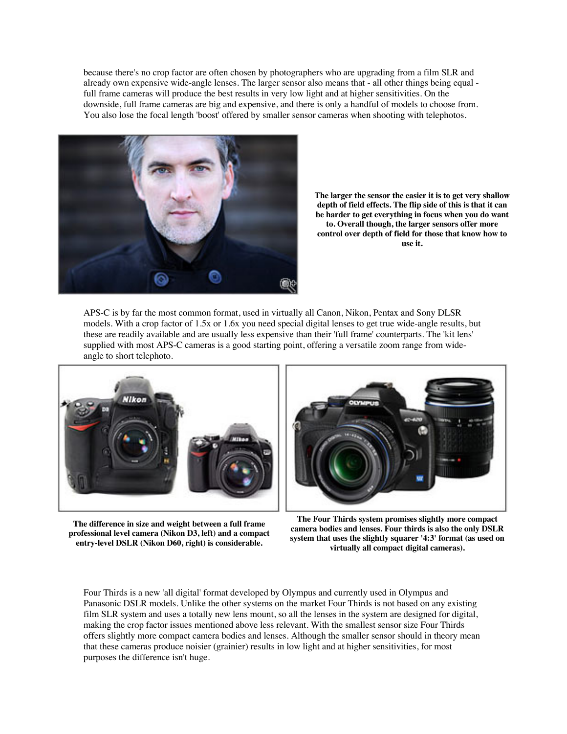because there's no crop factor are often chosen by photographers who are upgrading from a film SLR and already own expensive wide-angle lenses. The larger sensor also means that - all other things being equal - full frame cameras will produce the best results in very low light and at higher sensitivities. On the downside, full frame cameras are big and expensive, and there is only a handful of models to choose from. You also lose the focal length 'boost' offered by smaller sensor cameras when shooting with telephotos.

**The larger the sensor the easier it is to get very shallow depth of field effects. The flip side of this is that it can be harder to get everything in focus when you do want to. Overall though, the larger sensors offer more control over depth of field for those that know how to use it.**

APS-C is by far the most common format, used in virtually all Canon, Nikon, Pentax and Sony DLSR models. With a crop factor of 1.5x or 1.6x you need special digital lenses to get true wide-angle results, but these are readily available and are usually less expensive than their 'full frame' counterparts. The 'kit lens' supplied with most APS-C cameras is a good starting point, offering a versatile zoom range from wide-angle to short telephoto.

**The difference in size and weight between a full frame professional level camera (Nikon D3, left) and a compact entry-level DSLR (Nikon D60, right) is considerable.**

**The Four Thirds system promises slightly more compact camera bodies and lenses. Four thirds is also the only DSLR system that uses the slightly squarer '4:3' format (as used on virtually all compact digital cameras).**

Four Thirds is a new 'all digital' format developed by Olympus and currently used in Olympus and Panasonic DSLR models. Unlike the other systems on the market Four Thirds is not based on any existing film SLR system and uses a totally new lens mount, so all the lenses in the system are designed for digital, making the crop factor issues mentioned above less relevant. With the smallest sensor size Four Thirds offers slightly more compact camera bodies and lenses. Although the smaller sensor should in theory mean that these cameras produce noisier (grainier) results in low light and at higher sensitivities, for most purposes the difference isn't huge.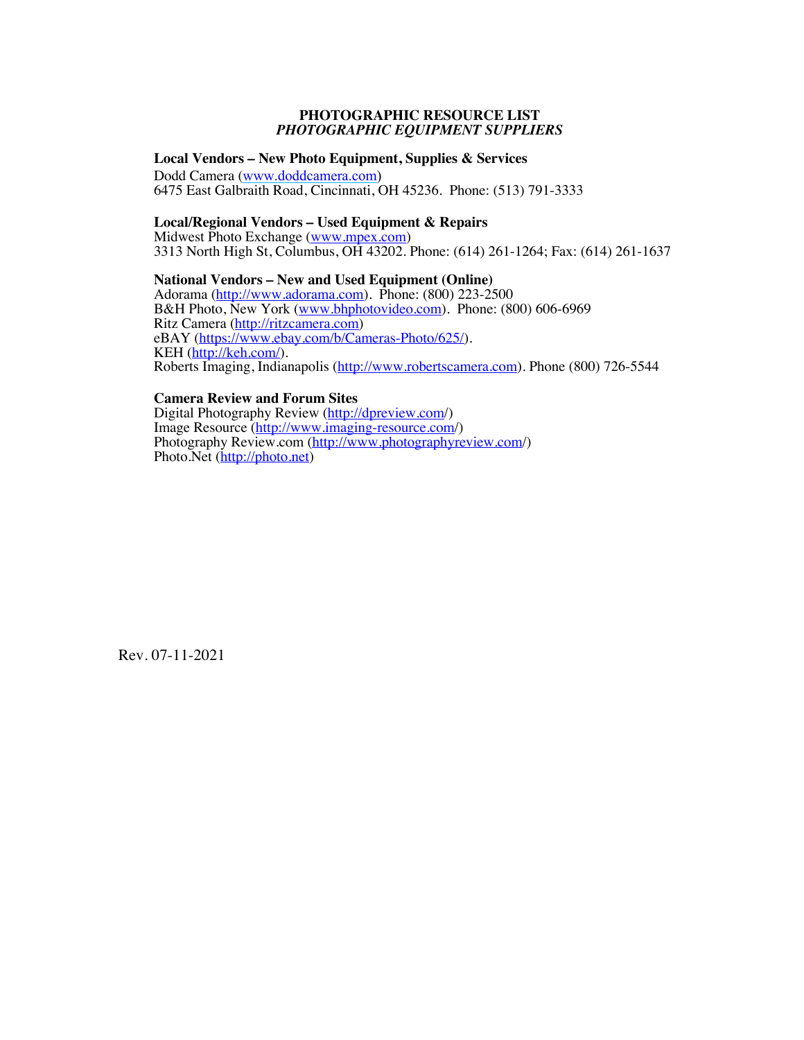# PHOTOGRAPHIC RESOURCE LIST

## *PHOTOGRAPHIC EQUIPMENT SUPPLIERS*

### Local Vendors – New Photo Equipment, Supplies & Services

Dodd Camera (www.doddcamera.com)
6475 East Galbraith Road, Cincinnati, OH 45236. Phone: (513) 791-3333

### Local/Regional Vendors – Used Equipment & Repairs

Midwest Photo Exchange (www.mpex.com)
3313 North High St, Columbus, OH 43202. Phone: (614) 261-1264; Fax: (614) 261-1637

### National Vendors – New and Used Equipment (Online)

Adorama (http://www.adorama.com). Phone: (800) 223-2500
B&H Photo, New York (www.bhphotovideo.com). Phone: (800) 606-6969
Ritz Camera (http://ritzcamera.com)
eBAY (https://www.ebay.com/b/Cameras-Photo/625/).
KEH (http://keh.com/).
Roberts Imaging, Indianapolis (http://www.robertscamera.com). Phone (800) 726-5544

### Camera Review and Forum Sites

Digital Photography Review (http://dpreview.com/)
Image Resource (http://www.imaging-resource.com/)
Photography Review.com (http://www.photographyreview.com/)
Photo.Net (http://photo.net)

Rev. 07-11-2021